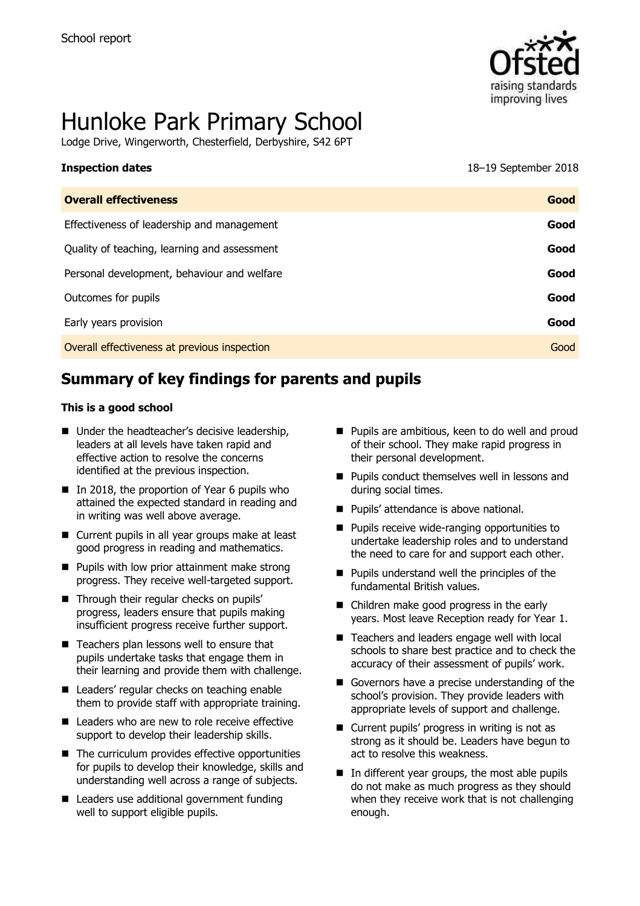School report

# Hunloke Park Primary School

Lodge Drive, Wingerworth, Chesterfield, Derbyshire, S42 6PT

| **Inspection dates** | 18–19 September 2018 |
|---|---|

| **Overall effectiveness** | **Good** |
|---|---|
| Effectiveness of leadership and management | **Good** |
| Quality of teaching, learning and assessment | **Good** |
| Personal development, behaviour and welfare | **Good** |
| Outcomes for pupils | **Good** |
| Early years provision | **Good** |
| Overall effectiveness at previous inspection | Good |

## Summary of key findings for parents and pupils

**This is a good school**

- Under the headteacher's decisive leadership, leaders at all levels have taken rapid and effective action to resolve the concerns identified at the previous inspection.
- In 2018, the proportion of Year 6 pupils who attained the expected standard in reading and in writing was well above average.
- Current pupils in all year groups make at least good progress in reading and mathematics.
- Pupils with low prior attainment make strong progress. They receive well-targeted support.
- Through their regular checks on pupils' progress, leaders ensure that pupils making insufficient progress receive further support.
- Teachers plan lessons well to ensure that pupils undertake tasks that engage them in their learning and provide them with challenge.
- Leaders' regular checks on teaching enable them to provide staff with appropriate training.
- Leaders who are new to role receive effective support to develop their leadership skills.
- The curriculum provides effective opportunities for pupils to develop their knowledge, skills and understanding well across a range of subjects.
- Leaders use additional government funding well to support eligible pupils.
- Pupils are ambitious, keen to do well and proud of their school. They make rapid progress in their personal development.
- Pupils conduct themselves well in lessons and during social times.
- Pupils' attendance is above national.
- Pupils receive wide-ranging opportunities to undertake leadership roles and to understand the need to care for and support each other.
- Pupils understand well the principles of the fundamental British values.
- Children make good progress in the early years. Most leave Reception ready for Year 1.
- Teachers and leaders engage well with local schools to share best practice and to check the accuracy of their assessment of pupils' work.
- Governors have a precise understanding of the school's provision. They provide leaders with appropriate levels of support and challenge.
- Current pupils' progress in writing is not as strong as it should be. Leaders have begun to act to resolve this weakness.
- In different year groups, the most able pupils do not make as much progress as they should when they receive work that is not challenging enough.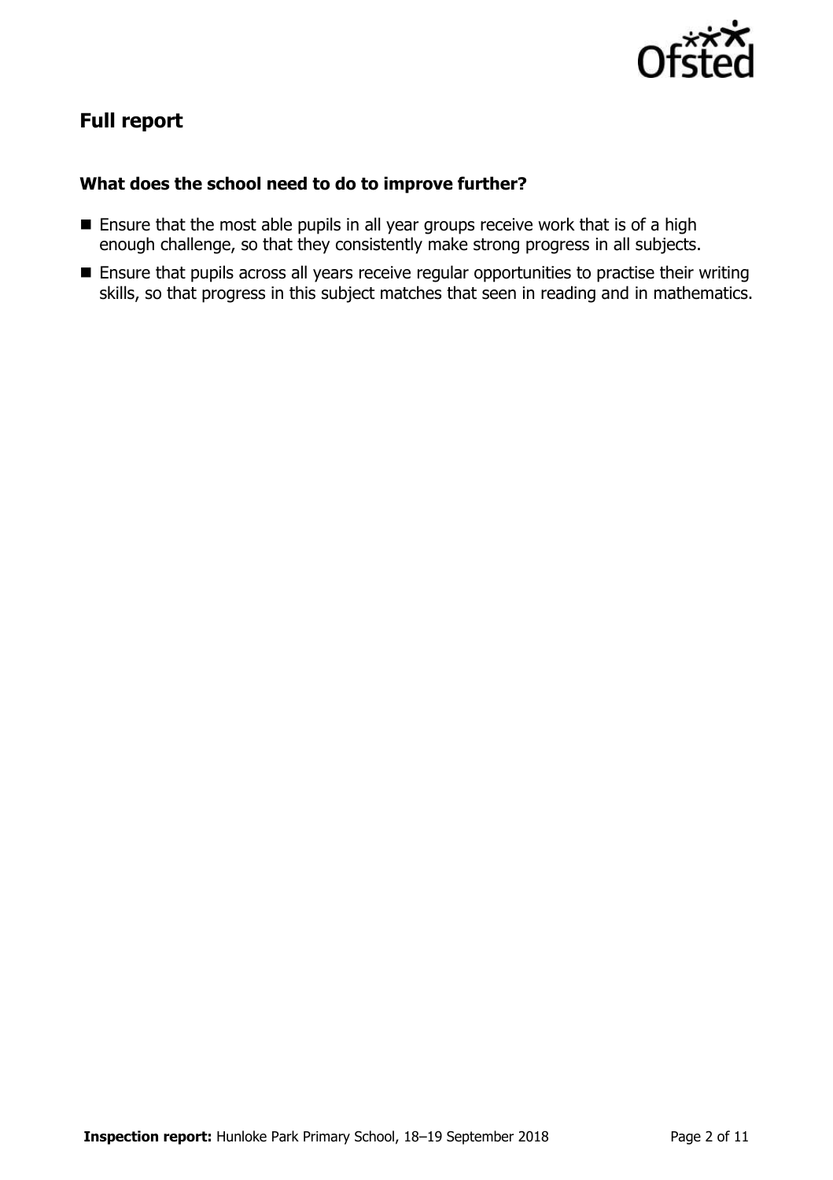## Full report

### What does the school need to do to improve further?

- Ensure that the most able pupils in all year groups receive work that is of a high enough challenge, so that they consistently make strong progress in all subjects.
- Ensure that pupils across all years receive regular opportunities to practise their writing skills, so that progress in this subject matches that seen in reading and in mathematics.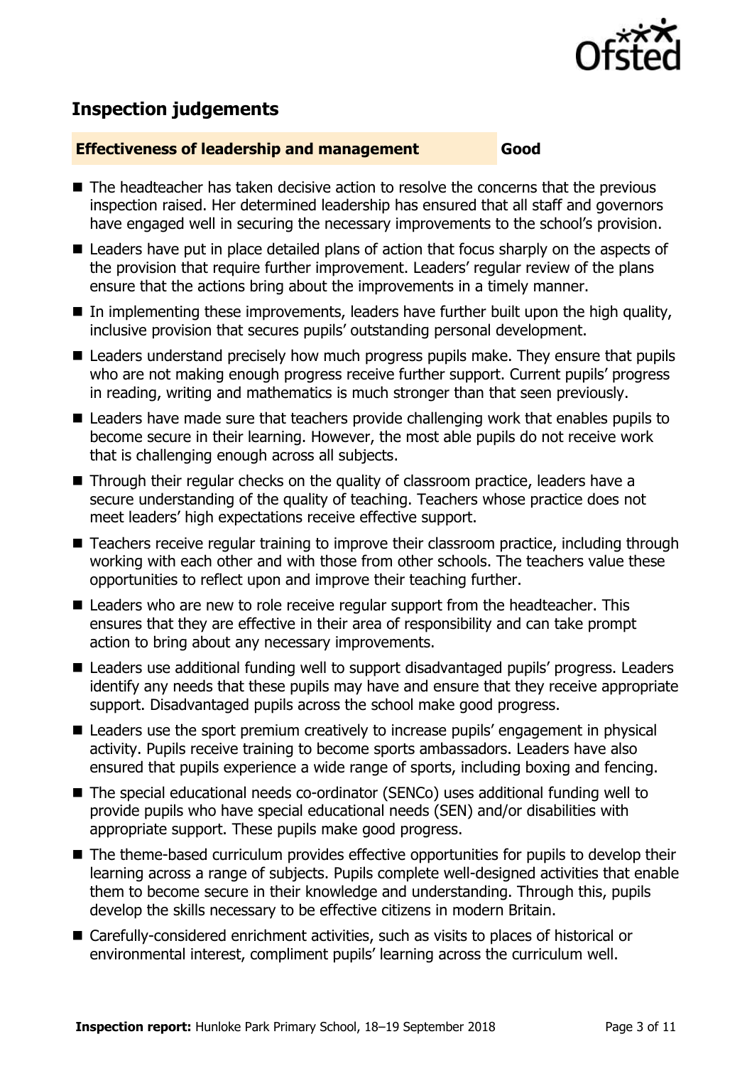## Inspection judgements

**Effectiveness of leadership and management** **Good**

- The headteacher has taken decisive action to resolve the concerns that the previous inspection raised. Her determined leadership has ensured that all staff and governors have engaged well in securing the necessary improvements to the school's provision.
- Leaders have put in place detailed plans of action that focus sharply on the aspects of the provision that require further improvement. Leaders' regular review of the plans ensure that the actions bring about the improvements in a timely manner.
- In implementing these improvements, leaders have further built upon the high quality, inclusive provision that secures pupils' outstanding personal development.
- Leaders understand precisely how much progress pupils make. They ensure that pupils who are not making enough progress receive further support. Current pupils' progress in reading, writing and mathematics is much stronger than that seen previously.
- Leaders have made sure that teachers provide challenging work that enables pupils to become secure in their learning. However, the most able pupils do not receive work that is challenging enough across all subjects.
- Through their regular checks on the quality of classroom practice, leaders have a secure understanding of the quality of teaching. Teachers whose practice does not meet leaders' high expectations receive effective support.
- Teachers receive regular training to improve their classroom practice, including through working with each other and with those from other schools. The teachers value these opportunities to reflect upon and improve their teaching further.
- Leaders who are new to role receive regular support from the headteacher. This ensures that they are effective in their area of responsibility and can take prompt action to bring about any necessary improvements.
- Leaders use additional funding well to support disadvantaged pupils' progress. Leaders identify any needs that these pupils may have and ensure that they receive appropriate support. Disadvantaged pupils across the school make good progress.
- Leaders use the sport premium creatively to increase pupils' engagement in physical activity. Pupils receive training to become sports ambassadors. Leaders have also ensured that pupils experience a wide range of sports, including boxing and fencing.
- The special educational needs co-ordinator (SENCo) uses additional funding well to provide pupils who have special educational needs (SEN) and/or disabilities with appropriate support. These pupils make good progress.
- The theme-based curriculum provides effective opportunities for pupils to develop their learning across a range of subjects. Pupils complete well-designed activities that enable them to become secure in their knowledge and understanding. Through this, pupils develop the skills necessary to be effective citizens in modern Britain.
- Carefully-considered enrichment activities, such as visits to places of historical or environmental interest, compliment pupils' learning across the curriculum well.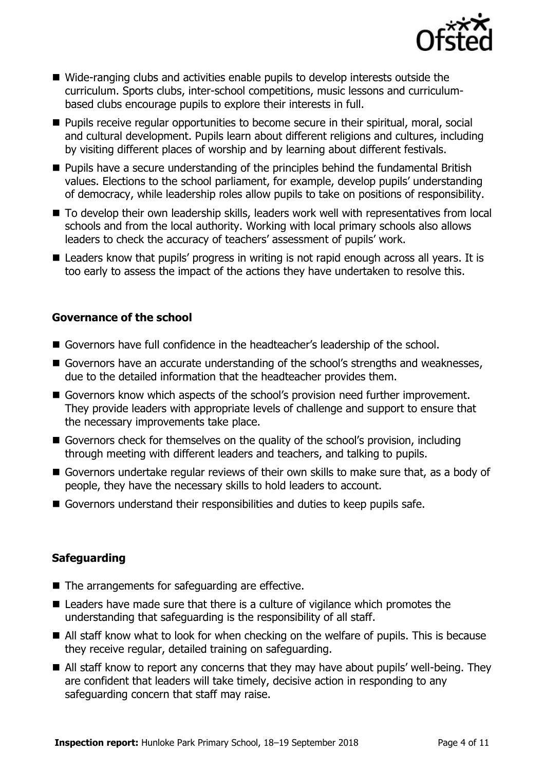- Wide-ranging clubs and activities enable pupils to develop interests outside the curriculum. Sports clubs, inter-school competitions, music lessons and curriculum-based clubs encourage pupils to explore their interests in full.
- Pupils receive regular opportunities to become secure in their spiritual, moral, social and cultural development. Pupils learn about different religions and cultures, including by visiting different places of worship and by learning about different festivals.
- Pupils have a secure understanding of the principles behind the fundamental British values. Elections to the school parliament, for example, develop pupils' understanding of democracy, while leadership roles allow pupils to take on positions of responsibility.
- To develop their own leadership skills, leaders work well with representatives from local schools and from the local authority. Working with local primary schools also allows leaders to check the accuracy of teachers' assessment of pupils' work.
- Leaders know that pupils' progress in writing is not rapid enough across all years. It is too early to assess the impact of the actions they have undertaken to resolve this.

### Governance of the school

- Governors have full confidence in the headteacher's leadership of the school.
- Governors have an accurate understanding of the school's strengths and weaknesses, due to the detailed information that the headteacher provides them.
- Governors know which aspects of the school's provision need further improvement. They provide leaders with appropriate levels of challenge and support to ensure that the necessary improvements take place.
- Governors check for themselves on the quality of the school's provision, including through meeting with different leaders and teachers, and talking to pupils.
- Governors undertake regular reviews of their own skills to make sure that, as a body of people, they have the necessary skills to hold leaders to account.
- Governors understand their responsibilities and duties to keep pupils safe.

### Safeguarding

- The arrangements for safeguarding are effective.
- Leaders have made sure that there is a culture of vigilance which promotes the understanding that safeguarding is the responsibility of all staff.
- All staff know what to look for when checking on the welfare of pupils. This is because they receive regular, detailed training on safeguarding.
- All staff know to report any concerns that they may have about pupils' well-being. They are confident that leaders will take timely, decisive action in responding to any safeguarding concern that staff may raise.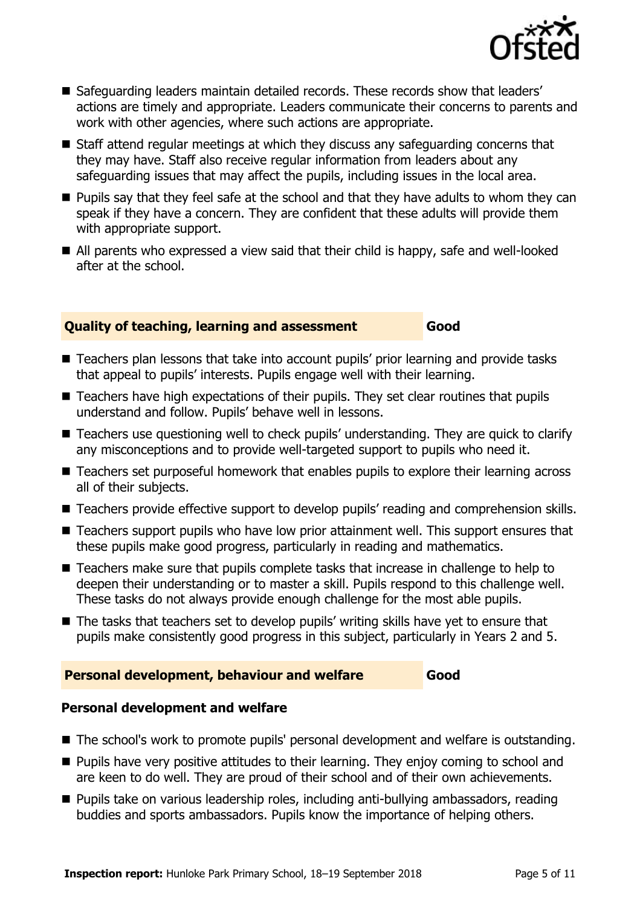- Safeguarding leaders maintain detailed records. These records show that leaders' actions are timely and appropriate. Leaders communicate their concerns to parents and work with other agencies, where such actions are appropriate.
- Staff attend regular meetings at which they discuss any safeguarding concerns that they may have. Staff also receive regular information from leaders about any safeguarding issues that may affect the pupils, including issues in the local area.
- Pupils say that they feel safe at the school and that they have adults to whom they can speak if they have a concern. They are confident that these adults will provide them with appropriate support.
- All parents who expressed a view said that their child is happy, safe and well-looked after at the school.

## Quality of teaching, learning and assessment — Good

- Teachers plan lessons that take into account pupils' prior learning and provide tasks that appeal to pupils' interests. Pupils engage well with their learning.
- Teachers have high expectations of their pupils. They set clear routines that pupils understand and follow. Pupils' behave well in lessons.
- Teachers use questioning well to check pupils' understanding. They are quick to clarify any misconceptions and to provide well-targeted support to pupils who need it.
- Teachers set purposeful homework that enables pupils to explore their learning across all of their subjects.
- Teachers provide effective support to develop pupils' reading and comprehension skills.
- Teachers support pupils who have low prior attainment well. This support ensures that these pupils make good progress, particularly in reading and mathematics.
- Teachers make sure that pupils complete tasks that increase in challenge to help to deepen their understanding or to master a skill. Pupils respond to this challenge well. These tasks do not always provide enough challenge for the most able pupils.
- The tasks that teachers set to develop pupils' writing skills have yet to ensure that pupils make consistently good progress in this subject, particularly in Years 2 and 5.

## Personal development, behaviour and welfare — Good

### Personal development and welfare

- The school's work to promote pupils' personal development and welfare is outstanding.
- Pupils have very positive attitudes to their learning. They enjoy coming to school and are keen to do well. They are proud of their school and of their own achievements.
- Pupils take on various leadership roles, including anti-bullying ambassadors, reading buddies and sports ambassadors. Pupils know the importance of helping others.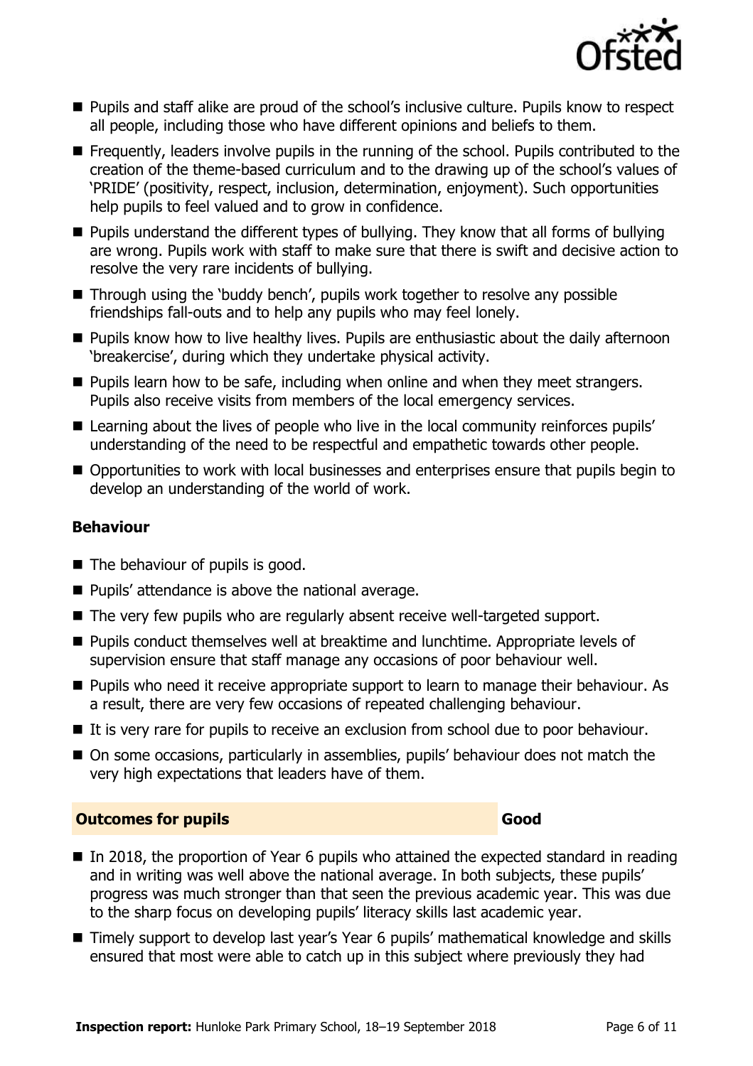- Pupils and staff alike are proud of the school's inclusive culture. Pupils know to respect all people, including those who have different opinions and beliefs to them.
- Frequently, leaders involve pupils in the running of the school. Pupils contributed to the creation of the theme-based curriculum and to the drawing up of the school's values of 'PRIDE' (positivity, respect, inclusion, determination, enjoyment). Such opportunities help pupils to feel valued and to grow in confidence.
- Pupils understand the different types of bullying. They know that all forms of bullying are wrong. Pupils work with staff to make sure that there is swift and decisive action to resolve the very rare incidents of bullying.
- Through using the 'buddy bench', pupils work together to resolve any possible friendships fall-outs and to help any pupils who may feel lonely.
- Pupils know how to live healthy lives. Pupils are enthusiastic about the daily afternoon 'breakercise', during which they undertake physical activity.
- Pupils learn how to be safe, including when online and when they meet strangers. Pupils also receive visits from members of the local emergency services.
- Learning about the lives of people who live in the local community reinforces pupils' understanding of the need to be respectful and empathetic towards other people.
- Opportunities to work with local businesses and enterprises ensure that pupils begin to develop an understanding of the world of work.

### Behaviour

- The behaviour of pupils is good.
- Pupils' attendance is above the national average.
- The very few pupils who are regularly absent receive well-targeted support.
- Pupils conduct themselves well at breaktime and lunchtime. Appropriate levels of supervision ensure that staff manage any occasions of poor behaviour well.
- Pupils who need it receive appropriate support to learn to manage their behaviour. As a result, there are very few occasions of repeated challenging behaviour.
- It is very rare for pupils to receive an exclusion from school due to poor behaviour.
- On some occasions, particularly in assemblies, pupils' behaviour does not match the very high expectations that leaders have of them.

## Outcomes for pupils — Good

- In 2018, the proportion of Year 6 pupils who attained the expected standard in reading and in writing was well above the national average. In both subjects, these pupils' progress was much stronger than that seen the previous academic year. This was due to the sharp focus on developing pupils' literacy skills last academic year.
- Timely support to develop last year's Year 6 pupils' mathematical knowledge and skills ensured that most were able to catch up in this subject where previously they had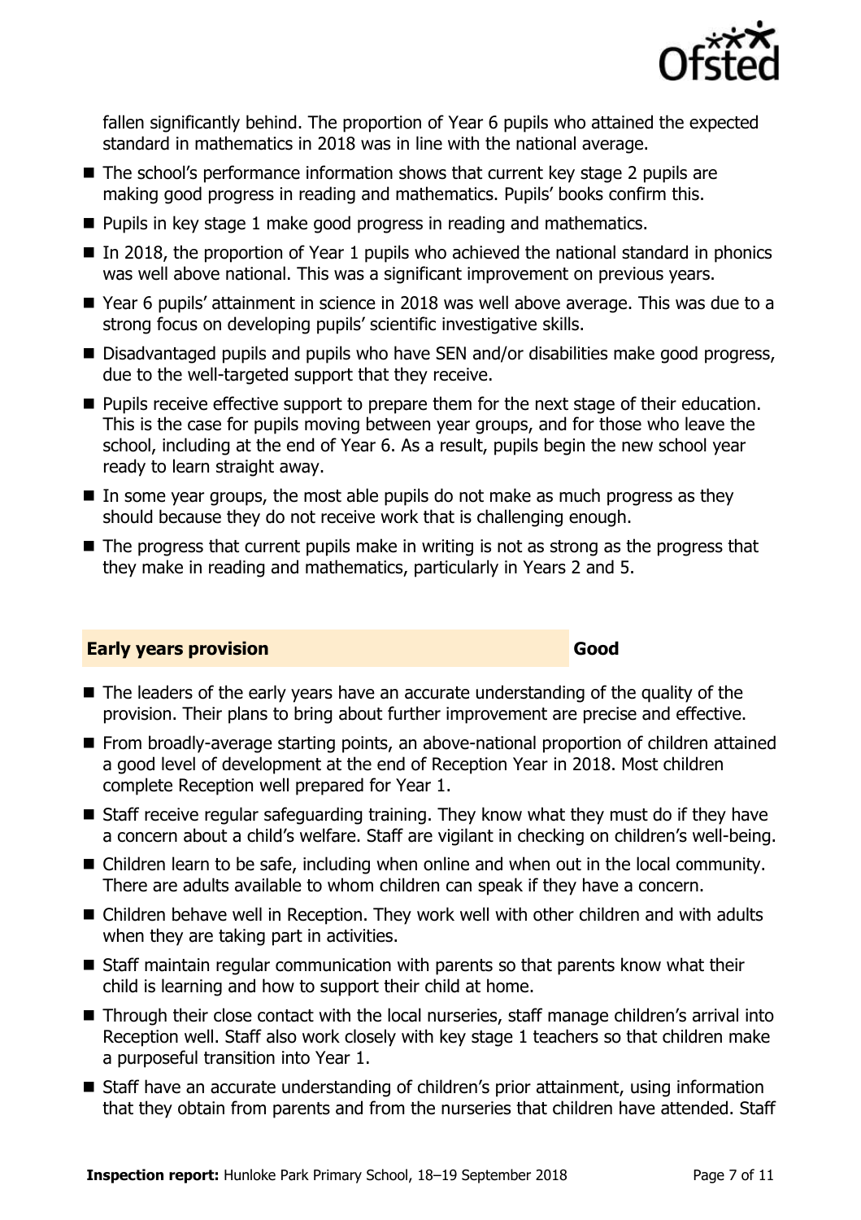fallen significantly behind. The proportion of Year 6 pupils who attained the expected standard in mathematics in 2018 was in line with the national average.

- The school's performance information shows that current key stage 2 pupils are making good progress in reading and mathematics. Pupils' books confirm this.
- Pupils in key stage 1 make good progress in reading and mathematics.
- In 2018, the proportion of Year 1 pupils who achieved the national standard in phonics was well above national. This was a significant improvement on previous years.
- Year 6 pupils' attainment in science in 2018 was well above average. This was due to a strong focus on developing pupils' scientific investigative skills.
- Disadvantaged pupils and pupils who have SEN and/or disabilities make good progress, due to the well-targeted support that they receive.
- Pupils receive effective support to prepare them for the next stage of their education. This is the case for pupils moving between year groups, and for those who leave the school, including at the end of Year 6. As a result, pupils begin the new school year ready to learn straight away.
- In some year groups, the most able pupils do not make as much progress as they should because they do not receive work that is challenging enough.
- The progress that current pupils make in writing is not as strong as the progress that they make in reading and mathematics, particularly in Years 2 and 5.

## Early years provision — Good

- The leaders of the early years have an accurate understanding of the quality of the provision. Their plans to bring about further improvement are precise and effective.
- From broadly-average starting points, an above-national proportion of children attained a good level of development at the end of Reception Year in 2018. Most children complete Reception well prepared for Year 1.
- Staff receive regular safeguarding training. They know what they must do if they have a concern about a child's welfare. Staff are vigilant in checking on children's well-being.
- Children learn to be safe, including when online and when out in the local community. There are adults available to whom children can speak if they have a concern.
- Children behave well in Reception. They work well with other children and with adults when they are taking part in activities.
- Staff maintain regular communication with parents so that parents know what their child is learning and how to support their child at home.
- Through their close contact with the local nurseries, staff manage children's arrival into Reception well. Staff also work closely with key stage 1 teachers so that children make a purposeful transition into Year 1.
- Staff have an accurate understanding of children's prior attainment, using information that they obtain from parents and from the nurseries that children have attended. Staff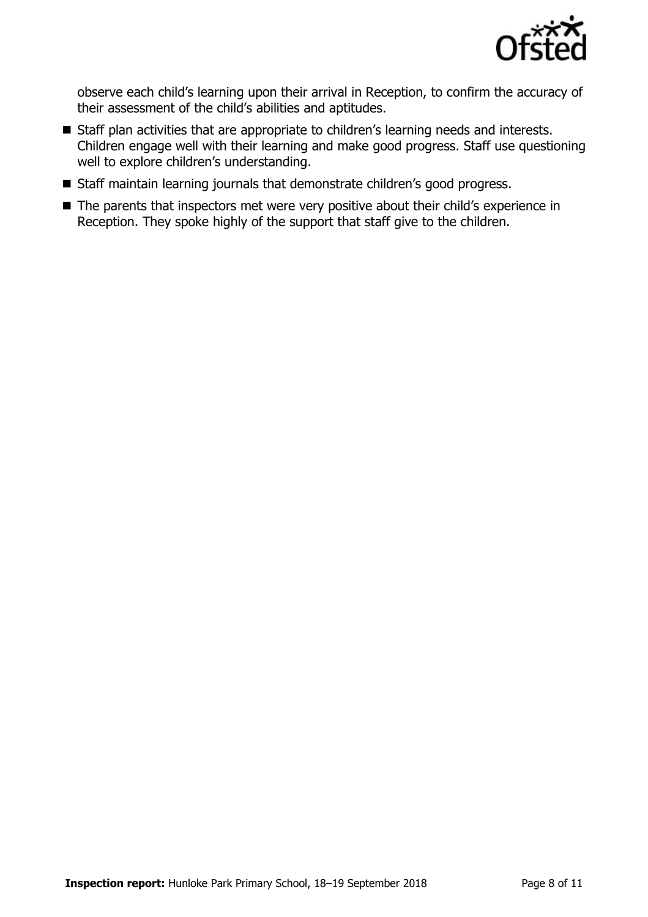observe each child's learning upon their arrival in Reception, to confirm the accuracy of their assessment of the child's abilities and aptitudes.

- Staff plan activities that are appropriate to children's learning needs and interests. Children engage well with their learning and make good progress. Staff use questioning well to explore children's understanding.
- Staff maintain learning journals that demonstrate children's good progress.
- The parents that inspectors met were very positive about their child's experience in Reception. They spoke highly of the support that staff give to the children.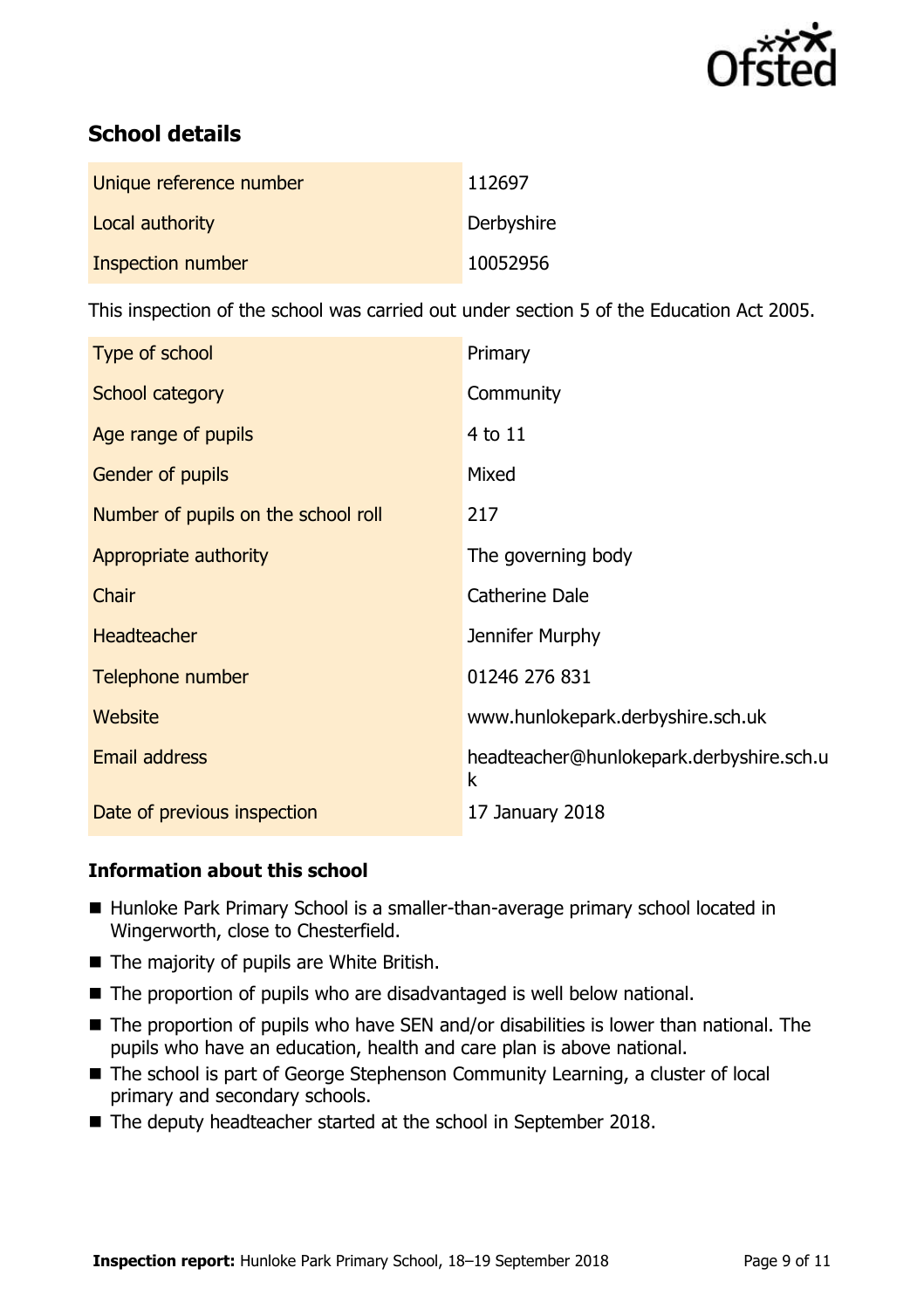## School details

| | |
|---|---|
| Unique reference number | 112697 |
| Local authority | Derbyshire |
| Inspection number | 10052956 |

This inspection of the school was carried out under section 5 of the Education Act 2005.

| | |
|---|---|
| Type of school | Primary |
| School category | Community |
| Age range of pupils | 4 to 11 |
| Gender of pupils | Mixed |
| Number of pupils on the school roll | 217 |
| Appropriate authority | The governing body |
| Chair | Catherine Dale |
| Headteacher | Jennifer Murphy |
| Telephone number | 01246 276 831 |
| Website | www.hunlokepark.derbyshire.sch.uk |
| Email address | headteacher@hunlokepark.derbyshire.sch.uk |
| Date of previous inspection | 17 January 2018 |

### Information about this school

- Hunloke Park Primary School is a smaller-than-average primary school located in Wingerworth, close to Chesterfield.
- The majority of pupils are White British.
- The proportion of pupils who are disadvantaged is well below national.
- The proportion of pupils who have SEN and/or disabilities is lower than national. The pupils who have an education, health and care plan is above national.
- The school is part of George Stephenson Community Learning, a cluster of local primary and secondary schools.
- The deputy headteacher started at the school in September 2018.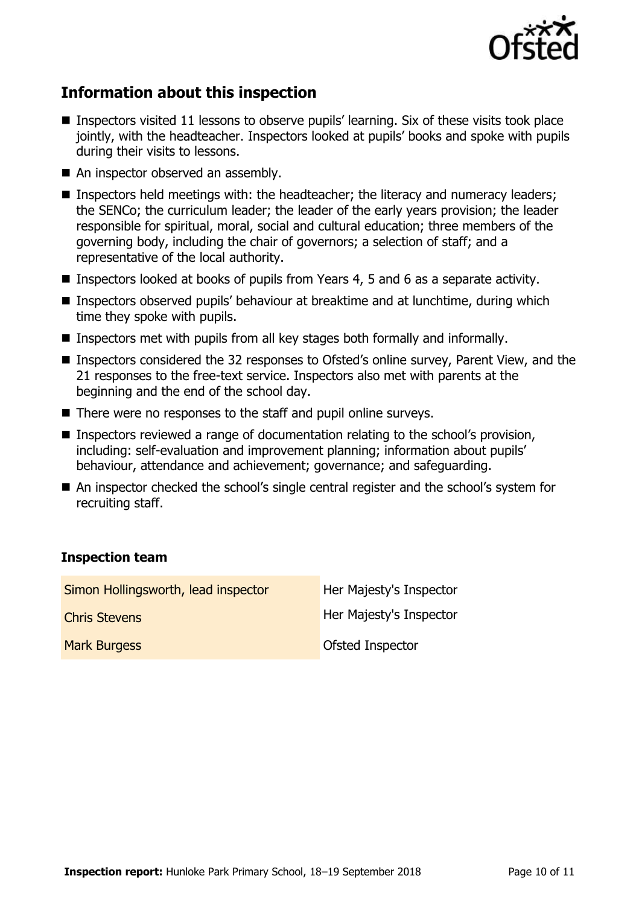## Information about this inspection

- Inspectors visited 11 lessons to observe pupils' learning. Six of these visits took place jointly, with the headteacher. Inspectors looked at pupils' books and spoke with pupils during their visits to lessons.
- An inspector observed an assembly.
- Inspectors held meetings with: the headteacher; the literacy and numeracy leaders; the SENCo; the curriculum leader; the leader of the early years provision; the leader responsible for spiritual, moral, social and cultural education; three members of the governing body, including the chair of governors; a selection of staff; and a representative of the local authority.
- Inspectors looked at books of pupils from Years 4, 5 and 6 as a separate activity.
- Inspectors observed pupils' behaviour at breaktime and at lunchtime, during which time they spoke with pupils.
- Inspectors met with pupils from all key stages both formally and informally.
- Inspectors considered the 32 responses to Ofsted's online survey, Parent View, and the 21 responses to the free-text service. Inspectors also met with parents at the beginning and the end of the school day.
- There were no responses to the staff and pupil online surveys.
- Inspectors reviewed a range of documentation relating to the school's provision, including: self-evaluation and improvement planning; information about pupils' behaviour, attendance and achievement; governance; and safeguarding.
- An inspector checked the school's single central register and the school's system for recruiting staff.

### Inspection team

| | |
|---|---|
| Simon Hollingsworth, lead inspector | Her Majesty's Inspector |
| Chris Stevens | Her Majesty's Inspector |
| Mark Burgess | Ofsted Inspector |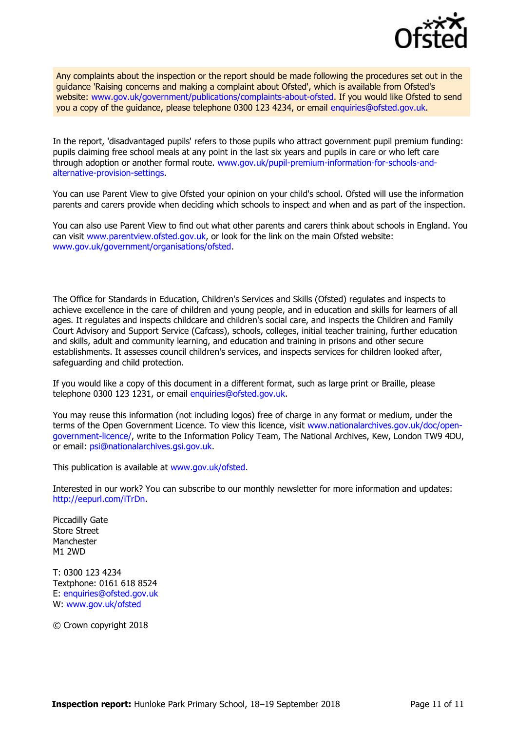Any complaints about the inspection or the report should be made following the procedures set out in the guidance 'Raising concerns and making a complaint about Ofsted', which is available from Ofsted's website: www.gov.uk/government/publications/complaints-about-ofsted. If you would like Ofsted to send you a copy of the guidance, please telephone 0300 123 4234, or email enquiries@ofsted.gov.uk.

In the report, 'disadvantaged pupils' refers to those pupils who attract government pupil premium funding: pupils claiming free school meals at any point in the last six years and pupils in care or who left care through adoption or another formal route. www.gov.uk/pupil-premium-information-for-schools-and-alternative-provision-settings.

You can use Parent View to give Ofsted your opinion on your child's school. Ofsted will use the information parents and carers provide when deciding which schools to inspect and when and as part of the inspection.

You can also use Parent View to find out what other parents and carers think about schools in England. You can visit www.parentview.ofsted.gov.uk, or look for the link on the main Ofsted website: www.gov.uk/government/organisations/ofsted.

The Office for Standards in Education, Children's Services and Skills (Ofsted) regulates and inspects to achieve excellence in the care of children and young people, and in education and skills for learners of all ages. It regulates and inspects childcare and children's social care, and inspects the Children and Family Court Advisory and Support Service (Cafcass), schools, colleges, initial teacher training, further education and skills, adult and community learning, and education and training in prisons and other secure establishments. It assesses council children's services, and inspects services for children looked after, safeguarding and child protection.

If you would like a copy of this document in a different format, such as large print or Braille, please telephone 0300 123 1231, or email enquiries@ofsted.gov.uk.

You may reuse this information (not including logos) free of charge in any format or medium, under the terms of the Open Government Licence. To view this licence, visit www.nationalarchives.gov.uk/doc/open-government-licence/, write to the Information Policy Team, The National Archives, Kew, London TW9 4DU, or email: psi@nationalarchives.gsi.gov.uk.

This publication is available at www.gov.uk/ofsted.

Interested in our work? You can subscribe to our monthly newsletter for more information and updates: http://eepurl.com/iTrDn.

Piccadilly Gate
Store Street
Manchester
M1 2WD

T: 0300 123 4234
Textphone: 0161 618 8524
E: enquiries@ofsted.gov.uk
W: www.gov.uk/ofsted

© Crown copyright 2018